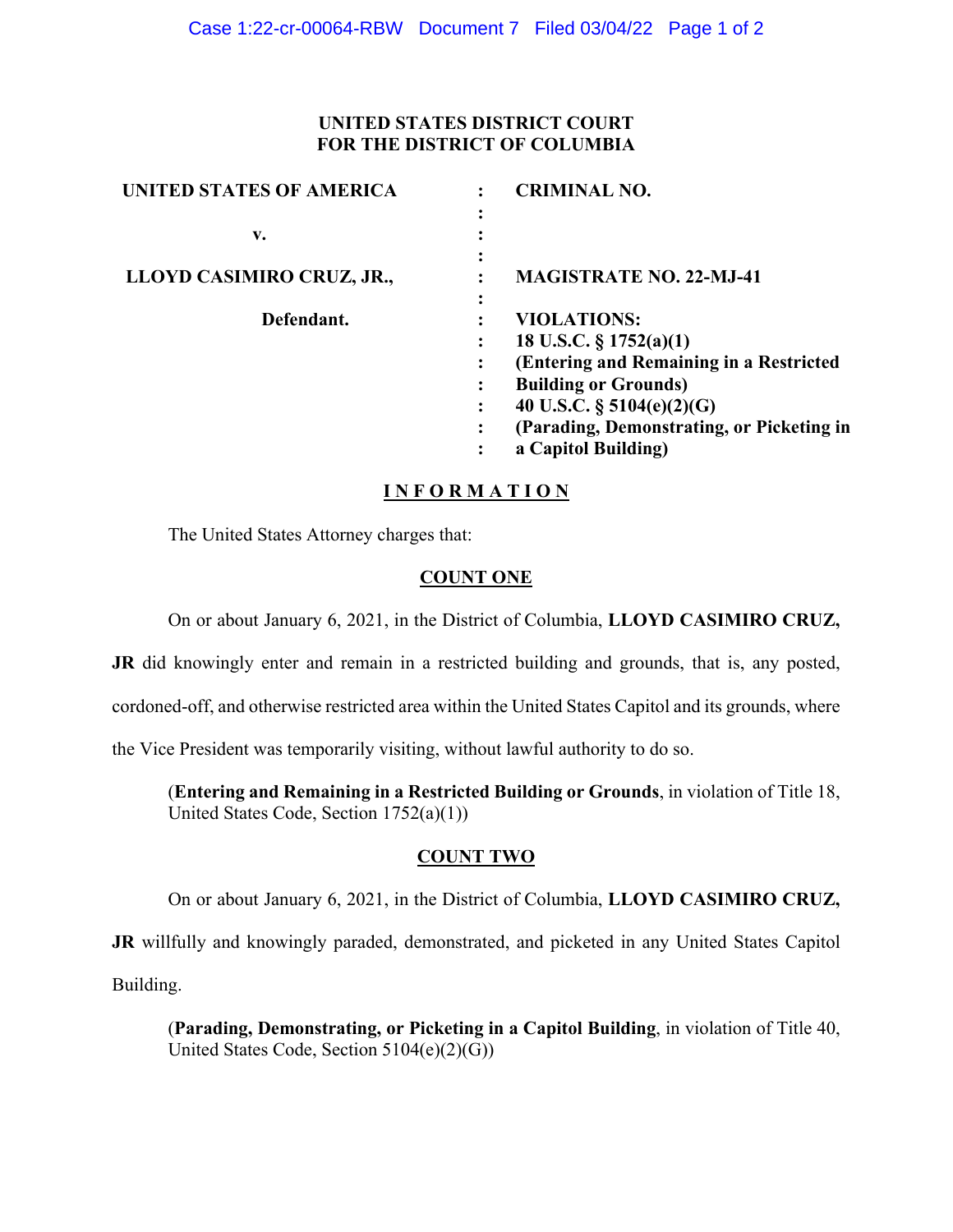**UNITED STATES DISTRICT COURT**
**FOR THE DISTRICT OF COLUMBIA**

| | | |
|---|---|---|
| **UNITED STATES OF AMERICA** | : | **CRIMINAL NO.** |
| | : | |
| **v.** | : | |
| | : | |
| **LLOYD CASIMIRO CRUZ, JR.,** | : | **MAGISTRATE NO. 22-MJ-41** |
| | : | |
| **Defendant.** | : | **VIOLATIONS:** |
| | : | **18 U.S.C. § 1752(a)(1)** |
| | : | **(Entering and Remaining in a Restricted** |
| | : | **Building or Grounds)** |
| | : | **40 U.S.C. § 5104(e)(2)(G)** |
| | : | **(Parading, Demonstrating, or Picketing in** |
| | : | **a Capitol Building)** |

## I N F O R M A T I O N

The United States Attorney charges that:

### COUNT ONE

On or about January 6, 2021, in the District of Columbia, **LLOYD CASIMIRO CRUZ, JR** did knowingly enter and remain in a restricted building and grounds, that is, any posted, cordoned-off, and otherwise restricted area within the United States Capitol and its grounds, where the Vice President was temporarily visiting, without lawful authority to do so.

(**Entering and Remaining in a Restricted Building or Grounds**, in violation of Title 18, United States Code, Section 1752(a)(1))

### COUNT TWO

On or about January 6, 2021, in the District of Columbia, **LLOYD CASIMIRO CRUZ, JR** willfully and knowingly paraded, demonstrated, and picketed in any United States Capitol Building.

(**Parading, Demonstrating, or Picketing in a Capitol Building**, in violation of Title 40, United States Code, Section 5104(e)(2)(G))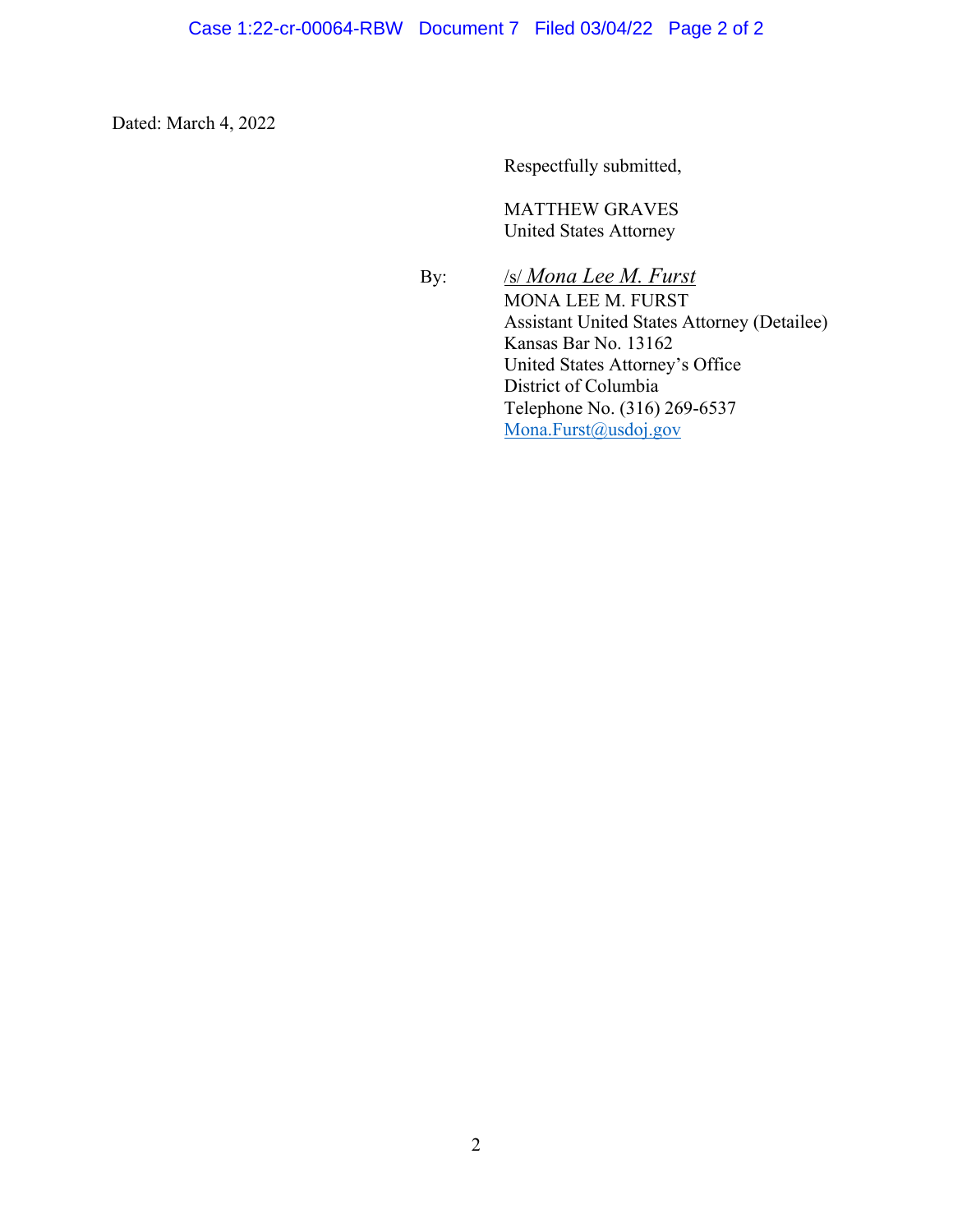Dated: March 4, 2022

Respectfully submitted,

MATTHEW GRAVES
United States Attorney

By: /s/ *Mona Lee M. Furst*
MONA LEE M. FURST
Assistant United States Attorney (Detailee)
Kansas Bar No. 13162
United States Attorney's Office
District of Columbia
Telephone No. (316) 269-6537
Mona.Furst@usdoj.gov